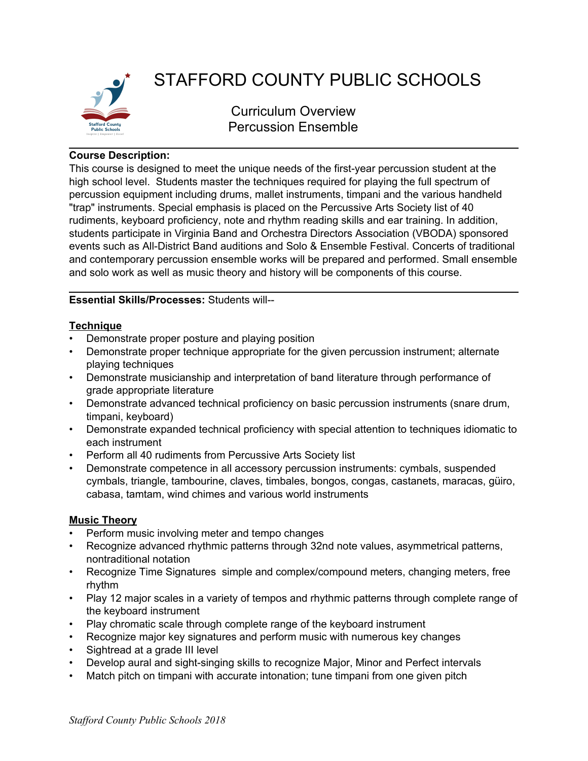# STAFFORD COUNTY PUBLIC SCHOOLS

## Curriculum Overview
## Percussion Ensemble

**Course Description:**
This course is designed to meet the unique needs of the first-year percussion student at the high school level. Students master the techniques required for playing the full spectrum of percussion equipment including drums, mallet instruments, timpani and the various handheld "trap" instruments. Special emphasis is placed on the Percussive Arts Society list of 40 rudiments, keyboard proficiency, note and rhythm reading skills and ear training. In addition, students participate in Virginia Band and Orchestra Directors Association (VBODA) sponsored events such as All-District Band auditions and Solo & Ensemble Festival. Concerts of traditional and contemporary percussion ensemble works will be prepared and performed. Small ensemble and solo work as well as music theory and history will be components of this course.

**Essential Skills/Processes:** Students will--

**Technique**

- Demonstrate proper posture and playing position
- Demonstrate proper technique appropriate for the given percussion instrument; alternate playing techniques
- Demonstrate musicianship and interpretation of band literature through performance of grade appropriate literature
- Demonstrate advanced technical proficiency on basic percussion instruments (snare drum, timpani, keyboard)
- Demonstrate expanded technical proficiency with special attention to techniques idiomatic to each instrument
- Perform all 40 rudiments from Percussive Arts Society list
- Demonstrate competence in all accessory percussion instruments: cymbals, suspended cymbals, triangle, tambourine, claves, timbales, bongos, congas, castanets, maracas, güiro, cabasa, tamtam, wind chimes and various world instruments

**Music Theory**

- Perform music involving meter and tempo changes
- Recognize advanced rhythmic patterns through 32nd note values, asymmetrical patterns, nontraditional notation
- Recognize Time Signatures simple and complex/compound meters, changing meters, free rhythm
- Play 12 major scales in a variety of tempos and rhythmic patterns through complete range of the keyboard instrument
- Play chromatic scale through complete range of the keyboard instrument
- Recognize major key signatures and perform music with numerous key changes
- Sightread at a grade III level
- Develop aural and sight-singing skills to recognize Major, Minor and Perfect intervals
- Match pitch on timpani with accurate intonation; tune timpani from one given pitch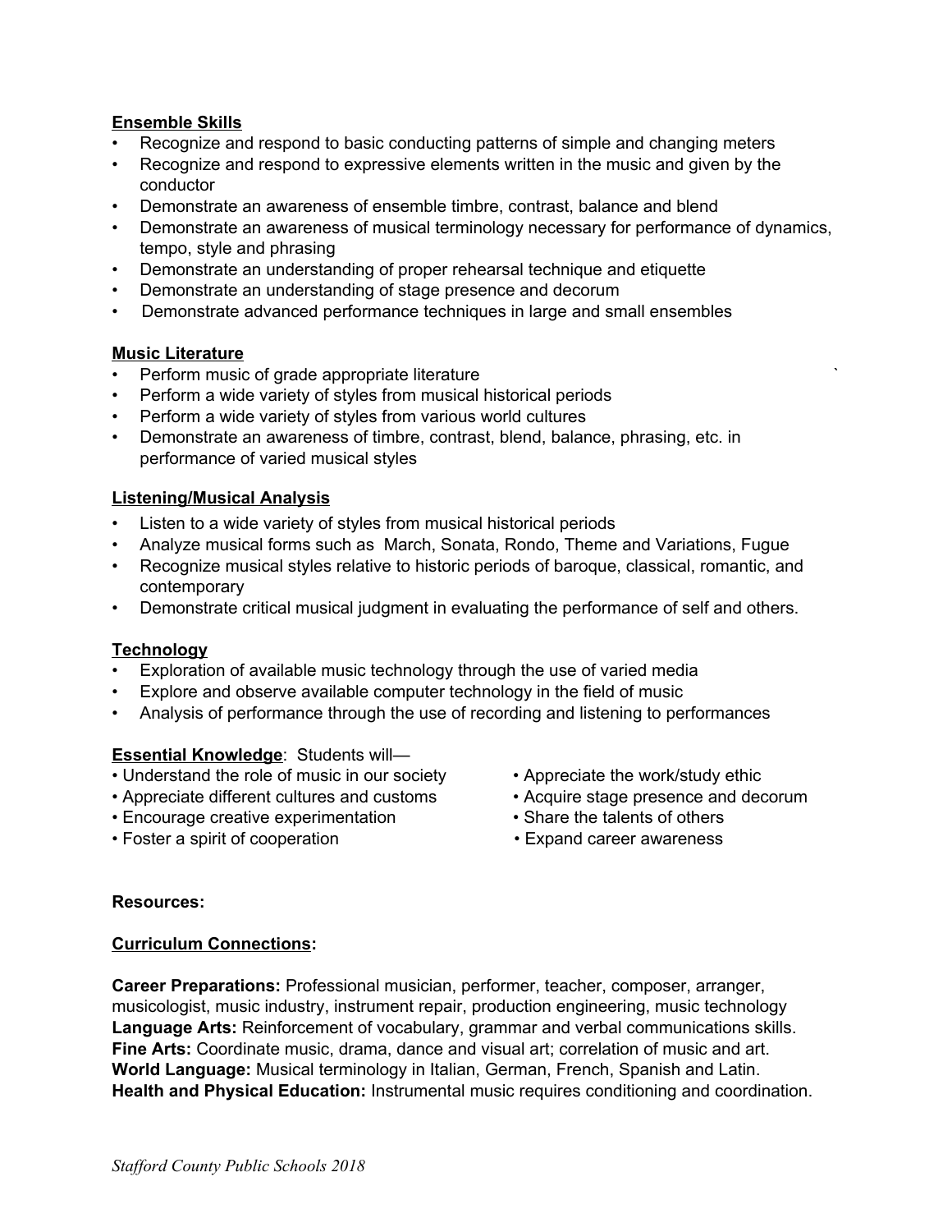**<u>Ensemble Skills</u>**

- Recognize and respond to basic conducting patterns of simple and changing meters
- Recognize and respond to expressive elements written in the music and given by the conductor
- Demonstrate an awareness of ensemble timbre, contrast, balance and blend
- Demonstrate an awareness of musical terminology necessary for performance of dynamics, tempo, style and phrasing
- Demonstrate an understanding of proper rehearsal technique and etiquette
- Demonstrate an understanding of stage presence and decorum
- Demonstrate advanced performance techniques in large and small ensembles

**<u>Music Literature</u>**

- Perform music of grade appropriate literature
- Perform a wide variety of styles from musical historical periods
- Perform a wide variety of styles from various world cultures
- Demonstrate an awareness of timbre, contrast, blend, balance, phrasing, etc. in performance of varied musical styles

**<u>Listening/Musical Analysis</u>**

- Listen to a wide variety of styles from musical historical periods
- Analyze musical forms such as March, Sonata, Rondo, Theme and Variations, Fugue
- Recognize musical styles relative to historic periods of baroque, classical, romantic, and contemporary
- Demonstrate critical musical judgment in evaluating the performance of self and others.

**<u>Technology</u>**

- Exploration of available music technology through the use of varied media
- Explore and observe available computer technology in the field of music
- Analysis of performance through the use of recording and listening to performances

**<u>Essential Knowledge</u>**: Students will—

- Understand the role of music in our society
- Appreciate different cultures and customs
- Encourage creative experimentation
- Foster a spirit of cooperation
- Appreciate the work/study ethic
- Acquire stage presence and decorum
- Share the talents of others
- Expand career awareness

**Resources:**

**<u>Curriculum Connections</u>:**

**Career Preparations:** Professional musician, performer, teacher, composer, arranger, musicologist, music industry, instrument repair, production engineering, music technology
**Language Arts:** Reinforcement of vocabulary, grammar and verbal communications skills.
**Fine Arts:** Coordinate music, drama, dance and visual art; correlation of music and art.
**World Language:** Musical terminology in Italian, German, French, Spanish and Latin.
**Health and Physical Education:** Instrumental music requires conditioning and coordination.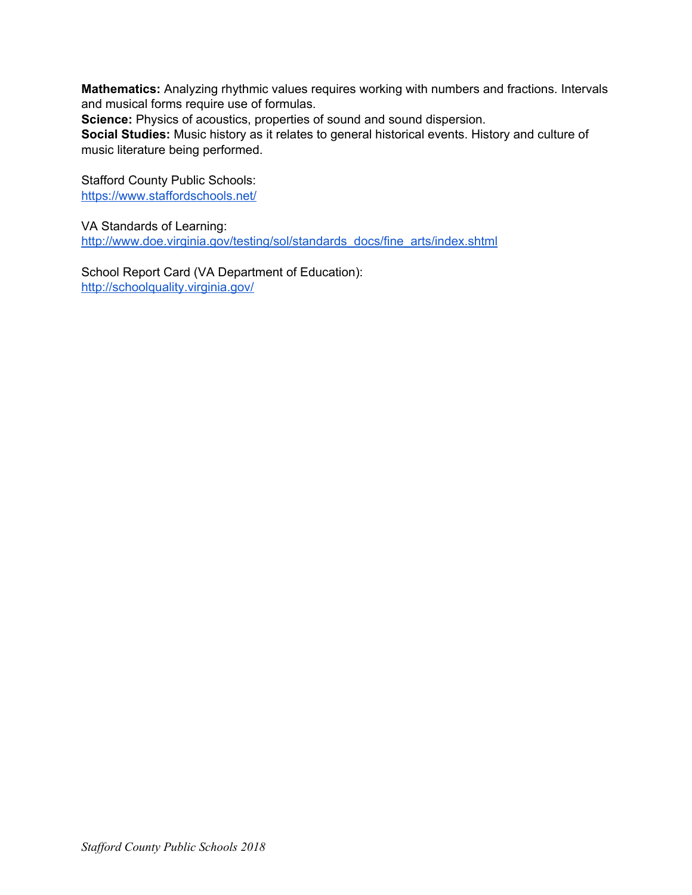**Mathematics:** Analyzing rhythmic values requires working with numbers and fractions. Intervals and musical forms require use of formulas.
**Science:** Physics of acoustics, properties of sound and sound dispersion.
**Social Studies:** Music history as it relates to general historical events. History and culture of music literature being performed.

Stafford County Public Schools:
https://www.staffordschools.net/

VA Standards of Learning:
http://www.doe.virginia.gov/testing/sol/standards_docs/fine_arts/index.shtml

School Report Card (VA Department of Education):
http://schoolquality.virginia.gov/